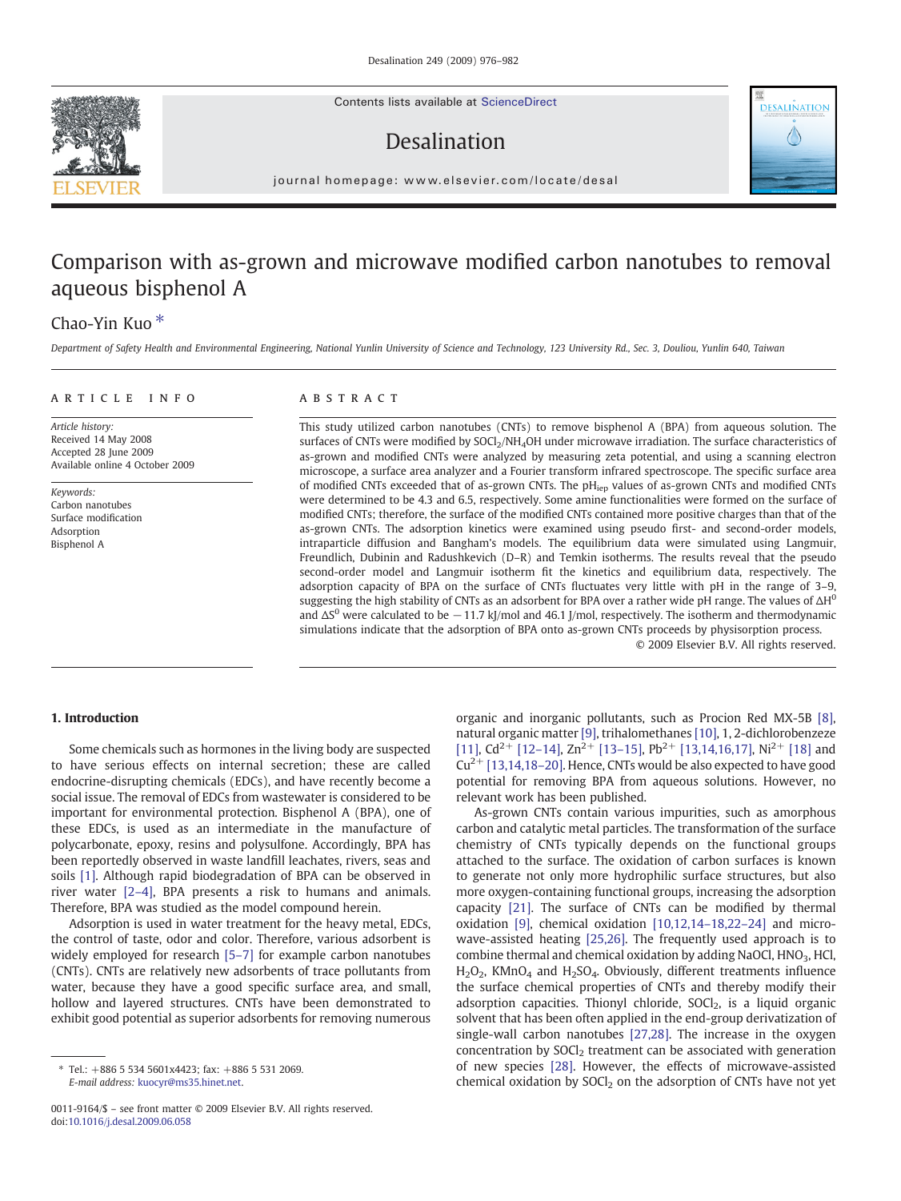# Comparison with as-grown and microwave modified carbon nanotubes to removal aqueous bisphenol A

Chao-Yin Kuo *

*Department of Safety Health and Environmental Engineering, National Yunlin University of Science and Technology, 123 University Rd., Sec. 3, Douliou, Yunlin 640, Taiwan*

## ARTICLE INFO

*Article history:*
Received 14 May 2008
Accepted 28 June 2009
Available online 4 October 2009

*Keywords:*
Carbon nanotubes
Surface modification
Adsorption
Bisphenol A

## ABSTRACT

This study utilized carbon nanotubes (CNTs) to remove bisphenol A (BPA) from aqueous solution. The surfaces of CNTs were modified by $SOCl_2/NH_4OH$ under microwave irradiation. The surface characteristics of as-grown and modified CNTs were analyzed by measuring zeta potential, and using a scanning electron microscope, a surface area analyzer and a Fourier transform infrared spectroscope. The specific surface area of modified CNTs exceeded that of as-grown CNTs. The $pH_{iep}$ values of as-grown CNTs and modified CNTs were determined to be 4.3 and 6.5, respectively. Some amine functionalities were formed on the surface of modified CNTs; therefore, the surface of the modified CNTs contained more positive charges than that of the as-grown CNTs. The adsorption kinetics were examined using pseudo first- and second-order models, intraparticle diffusion and Bangham's models. The equilibrium data were simulated using Langmuir, Freundlich, Dubinin and Radushkevich (D–R) and Temkin isotherms. The results reveal that the pseudo second-order model and Langmuir isotherm fit the kinetics and equilibrium data, respectively. The adsorption capacity of BPA on the surface of CNTs fluctuates very little with pH in the range of 3–9, suggesting the high stability of CNTs as an adsorbent for BPA over a rather wide pH range. The values of $\Delta H^0$ and $\Delta S^0$ were calculated to be −11.7 kJ/mol and 46.1 J/mol, respectively. The isotherm and thermodynamic simulations indicate that the adsorption of BPA onto as-grown CNTs proceeds by physisorption process.

© 2009 Elsevier B.V. All rights reserved.

## 1. Introduction

Some chemicals such as hormones in the living body are suspected to have serious effects on internal secretion; these are called endocrine-disrupting chemicals (EDCs), and have recently become a social issue. The removal of EDCs from wastewater is considered to be important for environmental protection. Bisphenol A (BPA), one of these EDCs, is used as an intermediate in the manufacture of polycarbonate, epoxy, resins and polysulfone. Accordingly, BPA has been reportedly observed in waste landfill leachates, rivers, seas and soils [1]. Although rapid biodegradation of BPA can be observed in river water [2–4], BPA presents a risk to humans and animals. Therefore, BPA was studied as the model compound herein.

Adsorption is used in water treatment for the heavy metal, EDCs, the control of taste, odor and color. Therefore, various adsorbent is widely employed for research [5–7] for example carbon nanotubes (CNTs). CNTs are relatively new adsorbents of trace pollutants from water, because they have a good specific surface area, and small, hollow and layered structures. CNTs have been demonstrated to exhibit good potential as superior adsorbents for removing numerous organic and inorganic pollutants, such as Procion Red MX-5B [8], natural organic matter [9], trihalomethanes [10], 1, 2-dichlorobenzeze [11], $Cd^{2+}$ [12–14], $Zn^{2+}$ [13–15], $Pb^{2+}$ [13,14,16,17], $Ni^{2+}$ [18] and $Cu^{2+}$ [13,14,18–20]. Hence, CNTs would be also expected to have good potential for removing BPA from aqueous solutions. However, no relevant work has been published.

As-grown CNTs contain various impurities, such as amorphous carbon and catalytic metal particles. The transformation of the surface chemistry of CNTs typically depends on the functional groups attached to the surface. The oxidation of carbon surfaces is known to generate not only more hydrophilic surface structures, but also more oxygen-containing functional groups, increasing the adsorption capacity [21]. The surface of CNTs can be modified by thermal oxidation [9], chemical oxidation [10,12,14–18,22–24] and microwave-assisted heating [25,26]. The frequently used approach is to combine thermal and chemical oxidation by adding NaOCl, $HNO_3$, HCl, $H_2O_2$, $KMnO_4$ and $H_2SO_4$. Obviously, different treatments influence the surface chemical properties of CNTs and thereby modify their adsorption capacities. Thionyl chloride, $SOCl_2$, is a liquid organic solvent that has been often applied in the end-group derivatization of single-wall carbon nanotubes [27,28]. The increase in the oxygen concentration by $SOCl_2$ treatment can be associated with generation of new species [28]. However, the effects of microwave-assisted chemical oxidation by $SOCl_2$ on the adsorption of CNTs have not yet

---

* Tel.: +886 5 534 5601x4423; fax: +886 5 531 2069.
*E-mail address:* kuocyr@ms35.hinet.net.

0011-9164/$ – see front matter © 2009 Elsevier B.V. All rights reserved.
doi:10.1016/j.desal.2009.06.058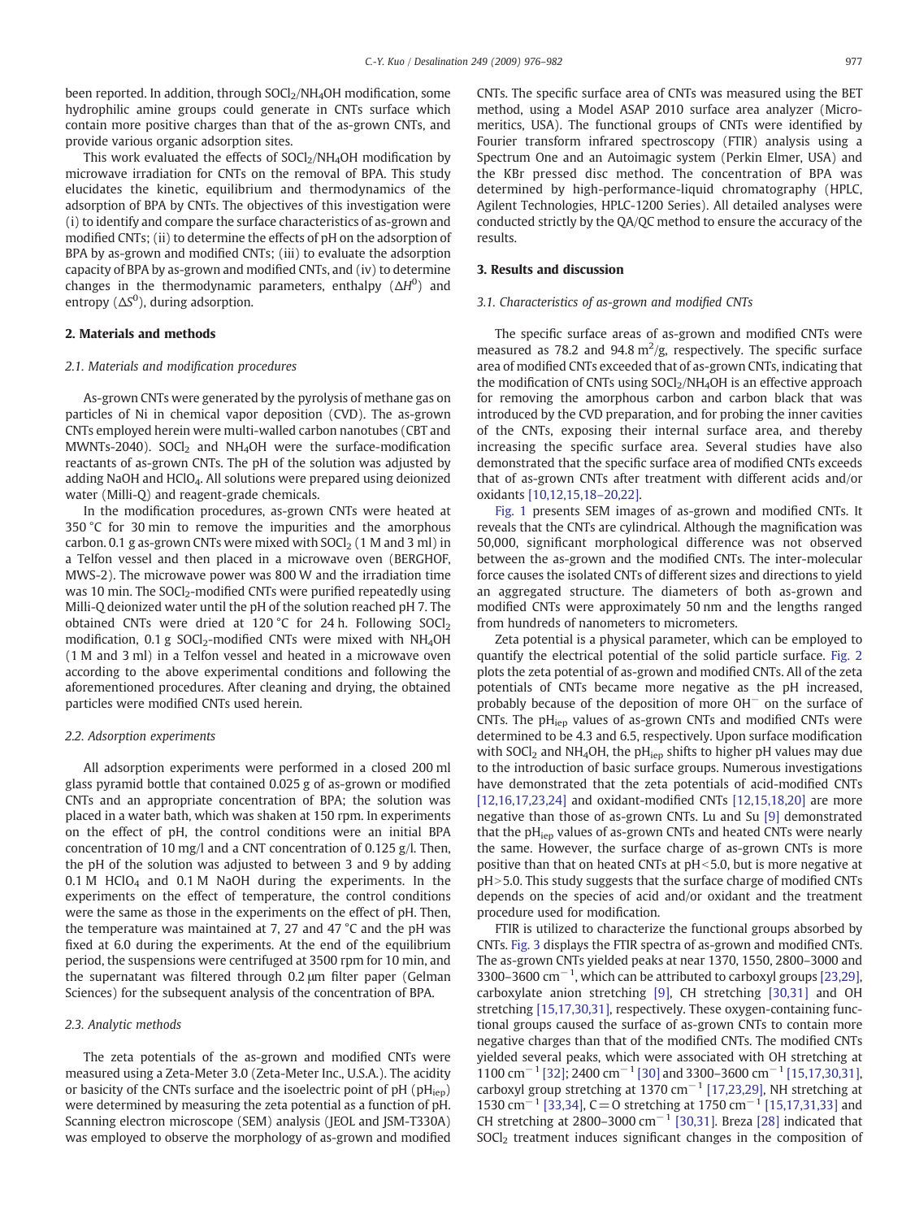been reported. In addition, through $SOCl_2/NH_4OH$ modification, some hydrophilic amine groups could generate in CNTs surface which contain more positive charges than that of the as-grown CNTs, and provide various organic adsorption sites.

This work evaluated the effects of $SOCl_2/NH_4OH$ modification by microwave irradiation for CNTs on the removal of BPA. This study elucidates the kinetic, equilibrium and thermodynamics of the adsorption of BPA by CNTs. The objectives of this investigation were (i) to identify and compare the surface characteristics of as-grown and modified CNTs; (ii) to determine the effects of pH on the adsorption of BPA by as-grown and modified CNTs; (iii) to evaluate the adsorption capacity of BPA by as-grown and modified CNTs, and (iv) to determine changes in the thermodynamic parameters, enthalpy ($\Delta H^0$) and entropy ($\Delta S^0$), during adsorption.

## 2. Materials and methods

### 2.1. Materials and modification procedures

As-grown CNTs were generated by the pyrolysis of methane gas on particles of Ni in chemical vapor deposition (CVD). The as-grown CNTs employed herein were multi-walled carbon nanotubes (CBT and MWNTs-2040). $SOCl_2$ and $NH_4OH$ were the surface-modification reactants of as-grown CNTs. The pH of the solution was adjusted by adding NaOH and $HClO_4$. All solutions were prepared using deionized water (Milli-Q) and reagent-grade chemicals.

In the modification procedures, as-grown CNTs were heated at 350 °C for 30 min to remove the impurities and the amorphous carbon. 0.1 g as-grown CNTs were mixed with $SOCl_2$ (1 M and 3 ml) in a Telfon vessel and then placed in a microwave oven (BERGHOF, MWS-2). The microwave power was 800 W and the irradiation time was 10 min. The $SOCl_2$-modified CNTs were purified repeatedly using Milli-Q deionized water until the pH of the solution reached pH 7. The obtained CNTs were dried at 120 °C for 24 h. Following $SOCl_2$ modification, 0.1 g $SOCl_2$-modified CNTs were mixed with $NH_4OH$ (1 M and 3 ml) in a Telfon vessel and heated in a microwave oven according to the above experimental conditions and following the aforementioned procedures. After cleaning and drying, the obtained particles were modified CNTs used herein.

### 2.2. Adsorption experiments

All adsorption experiments were performed in a closed 200 ml glass pyramid bottle that contained 0.025 g of as-grown or modified CNTs and an appropriate concentration of BPA; the solution was placed in a water bath, which was shaken at 150 rpm. In experiments on the effect of pH, the control conditions were an initial BPA concentration of 10 mg/l and a CNT concentration of 0.125 g/l. Then, the pH of the solution was adjusted to between 3 and 9 by adding 0.1 M $HClO_4$ and 0.1 M NaOH during the experiments. In the experiments on the effect of temperature, the control conditions were the same as those in the experiments on the effect of pH. Then, the temperature was maintained at 7, 27 and 47 °C and the pH was fixed at 6.0 during the experiments. At the end of the equilibrium period, the suspensions were centrifuged at 3500 rpm for 10 min, and the supernatant was filtered through 0.2 μm filter paper (Gelman Sciences) for the subsequent analysis of the concentration of BPA.

### 2.3. Analytic methods

The zeta potentials of the as-grown and modified CNTs were measured using a Zeta-Meter 3.0 (Zeta-Meter Inc., U.S.A.). The acidity or basicity of the CNTs surface and the isoelectric point of pH ($pH_{iep}$) were determined by measuring the zeta potential as a function of pH. Scanning electron microscope (SEM) analysis (JEOL and JSM-T330A) was employed to observe the morphology of as-grown and modified CNTs. The specific surface area of CNTs was measured using the BET method, using a Model ASAP 2010 surface area analyzer (Micromeritics, USA). The functional groups of CNTs were identified by Fourier transform infrared spectroscopy (FTIR) analysis using a Spectrum One and an Autoimagic system (Perkin Elmer, USA) and the KBr pressed disc method. The concentration of BPA was determined by high-performance-liquid chromatography (HPLC, Agilent Technologies, HPLC-1200 Series). All detailed analyses were conducted strictly by the QA/QC method to ensure the accuracy of the results.

## 3. Results and discussion

### 3.1. Characteristics of as-grown and modified CNTs

The specific surface areas of as-grown and modified CNTs were measured as 78.2 and 94.8 $m^2/g$, respectively. The specific surface area of modified CNTs exceeded that of as-grown CNTs, indicating that the modification of CNTs using $SOCl_2/NH_4OH$ is an effective approach for removing the amorphous carbon and carbon black that was introduced by the CVD preparation, and for probing the inner cavities of the CNTs, exposing their internal surface area, and thereby increasing the specific surface area. Several studies have also demonstrated that the specific surface area of modified CNTs exceeds that of as-grown CNTs after treatment with different acids and/or oxidants [10,12,15,18–20,22].

Fig. 1 presents SEM images of as-grown and modified CNTs. It reveals that the CNTs are cylindrical. Although the magnification was 50,000, significant morphological difference was not observed between the as-grown and the modified CNTs. The inter-molecular force causes the isolated CNTs of different sizes and directions to yield an aggregated structure. The diameters of both as-grown and modified CNTs were approximately 50 nm and the lengths ranged from hundreds of nanometers to micrometers.

Zeta potential is a physical parameter, which can be employed to quantify the electrical potential of the solid particle surface. Fig. 2 plots the zeta potential of as-grown and modified CNTs. All of the zeta potentials of CNTs became more negative as the pH increased, probably because of the deposition of more $OH^-$ on the surface of CNTs. The $pH_{iep}$ values of as-grown CNTs and modified CNTs were determined to be 4.3 and 6.5, respectively. Upon surface modification with $SOCl_2$ and $NH_4OH$, the $pH_{iep}$ shifts to higher pH values may due to the introduction of basic surface groups. Numerous investigations have demonstrated that the zeta potentials of acid-modified CNTs [12,16,17,23,24] and oxidant-modified CNTs [12,15,18,20] are more negative than those of as-grown CNTs. Lu and Su [9] demonstrated that the $pH_{iep}$ values of as-grown CNTs and heated CNTs were nearly the same. However, the surface charge of as-grown CNTs is more positive than that on heated CNTs at pH<5.0, but is more negative at pH>5.0. This study suggests that the surface charge of modified CNTs depends on the species of acid and/or oxidant and the treatment procedure used for modification.

FTIR is utilized to characterize the functional groups absorbed by CNTs. Fig. 3 displays the FTIR spectra of as-grown and modified CNTs. The as-grown CNTs yielded peaks at near 1370, 1550, 2800–3000 and 3300–3600 $cm^{-1}$, which can be attributed to carboxyl groups [23,29], carboxylate anion stretching [9], CH stretching [30,31] and OH stretching [15,17,30,31], respectively. These oxygen-containing functional groups caused the surface of as-grown CNTs to contain more negative charges than that of the modified CNTs. The modified CNTs yielded several peaks, which were associated with OH stretching at 1100 $cm^{-1}$ [32]; 2400 $cm^{-1}$ [30] and 3300–3600 $cm^{-1}$ [15,17,30,31], carboxyl group stretching at 1370 $cm^{-1}$ [17,23,29], NH stretching at 1530 $cm^{-1}$ [33,34], C=O stretching at 1750 $cm^{-1}$ [15,17,31,33] and CH stretching at 2800–3000 $cm^{-1}$ [30,31]. Breza [28] indicated that $SOCl_2$ treatment induces significant changes in the composition of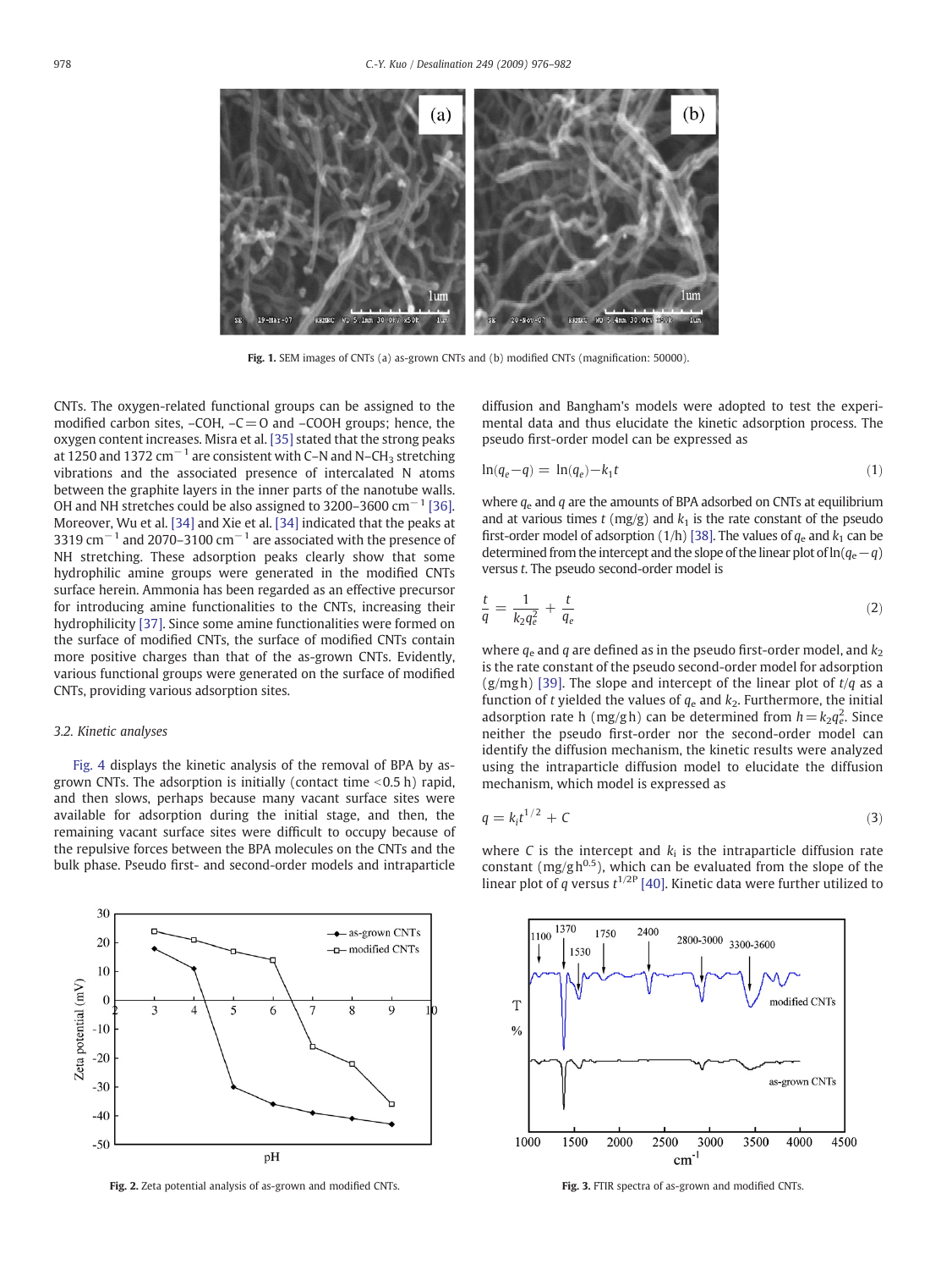Fig. 1. SEM images of CNTs (a) as-grown CNTs and (b) modified CNTs (magnification: 50000).

CNTs. The oxygen-related functional groups can be assigned to the modified carbon sites, –COH, –C=O and –COOH groups; hence, the oxygen content increases. Misra et al. [35] stated that the strong peaks at 1250 and 1372 $cm^{-1}$ are consistent with C–N and N–$CH_3$ stretching vibrations and the associated presence of intercalated N atoms between the graphite layers in the inner parts of the nanotube walls. OH and NH stretches could be also assigned to 3200–3600 $cm^{-1}$ [36]. Moreover, Wu et al. [34] and Xie et al. [34] indicated that the peaks at 3319 $cm^{-1}$ and 2070–3100 $cm^{-1}$ are associated with the presence of NH stretching. These adsorption peaks clearly show that some hydrophilic amine groups were generated in the modified CNTs surface herein. Ammonia has been regarded as an effective precursor for introducing amine functionalities to the CNTs, increasing their hydrophilicity [37]. Since some amine functionalities were formed on the surface of modified CNTs, the surface of modified CNTs contain more positive charges than that of the as-grown CNTs. Evidently, various functional groups were generated on the surface of modified CNTs, providing various adsorption sites.

### 3.2. Kinetic analyses

Fig. 4 displays the kinetic analysis of the removal of BPA by as-grown CNTs. The adsorption is initially (contact time <0.5 h) rapid, and then slows, perhaps because many vacant surface sites were available for adsorption during the initial stage, and then, the remaining vacant surface sites were difficult to occupy because of the repulsive forces between the BPA molecules on the CNTs and the bulk phase. Pseudo first- and second-order models and intraparticle diffusion and Bangham's models were adopted to test the experimental data and thus elucidate the kinetic adsorption process. The pseudo first-order model can be expressed as

$$\ln(q_e - q) = \ln(q_e) - k_1 t \tag{1}$$

where $q_e$ and $q$ are the amounts of BPA adsorbed on CNTs at equilibrium and at various times $t$ (mg/g) and $k_1$ is the rate constant of the pseudo first-order model of adsorption (1/h) [38]. The values of $q_e$ and $k_1$ can be determined from the intercept and the slope of the linear plot of $\ln(q_e - q)$ versus $t$. The pseudo second-order model is

$$\frac{t}{q} = \frac{1}{k_2 q_e^2} + \frac{t}{q_e} \tag{2}$$

where $q_e$ and $q$ are defined as in the pseudo first-order model, and $k_2$ is the rate constant of the pseudo second-order model for adsorption (g/mg h) [39]. The slope and intercept of the linear plot of $t/q$ as a function of $t$ yielded the values of $q_e$ and $k_2$. Furthermore, the initial adsorption rate h (mg/g h) can be determined from $h = k_2 q_e^2$. Since neither the pseudo first-order nor the second-order model can identify the diffusion mechanism, the kinetic results were analyzed using the intraparticle diffusion model to elucidate the diffusion mechanism, which model is expressed as

$$q = k_i t^{1/2} + C \tag{3}$$

where $C$ is the intercept and $k_i$ is the intraparticle diffusion rate constant (mg/g $h^{0.5}$), which can be evaluated from the slope of the linear plot of $q$ versus $t^{1/2P}$ [40]. Kinetic data were further utilized to

Fig. 2. Zeta potential analysis of as-grown and modified CNTs.

Fig. 3. FTIR spectra of as-grown and modified CNTs.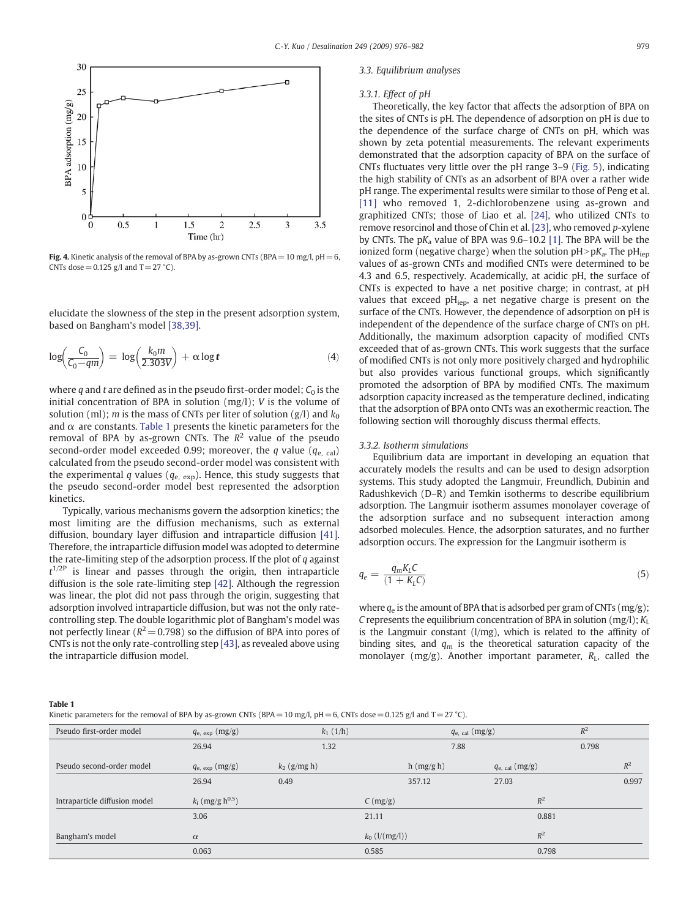Fig. 4. Kinetic analysis of the removal of BPA by as-grown CNTs (BPA = 10 mg/l, pH = 6, CNTs dose = 0.125 g/l and T = 27 °C).

elucidate the slowness of the step in the present adsorption system, based on Bangham's model [38,39].

$$\log\left(\frac{C_0}{C_0 - qm}\right) = \log\left(\frac{k_0 m}{2.303V}\right) + \alpha \log \boldsymbol{t} \tag{4}$$

where $q$ and $t$ are defined as in the pseudo first-order model; $C_0$ is the initial concentration of BPA in solution (mg/l); $V$ is the volume of solution (ml); $m$ is the mass of CNTs per liter of solution (g/l) and $k_0$ and $\alpha$ are constants. Table 1 presents the kinetic parameters for the removal of BPA by as-grown CNTs. The $R^2$ value of the pseudo second-order model exceeded 0.99; moreover, the $q$ value ($q_{e,\ cal}$) calculated from the pseudo second-order model was consistent with the experimental $q$ values ($q_{e,\ exp}$). Hence, this study suggests that the pseudo second-order model best represented the adsorption kinetics.

Typically, various mechanisms govern the adsorption kinetics; the most limiting are the diffusion mechanisms, such as external diffusion, boundary layer diffusion and intraparticle diffusion [41]. Therefore, the intraparticle diffusion model was adopted to determine the rate-limiting step of the adsorption process. If the plot of $q$ against $t^{1/2P}$ is linear and passes through the origin, then intraparticle diffusion is the sole rate-limiting step [42]. Although the regression was linear, the plot did not pass through the origin, suggesting that adsorption involved intraparticle diffusion, but was not the only rate-controlling step. The double logarithmic plot of Bangham's model was not perfectly linear ($R^2 = 0.798$) so the diffusion of BPA into pores of CNTs is not the only rate-controlling step [43], as revealed above using the intraparticle diffusion model.

### 3.3. Equilibrium analyses

#### 3.3.1. Effect of pH

Theoretically, the key factor that affects the adsorption of BPA on the sites of CNTs is pH. The dependence of adsorption on pH is due to the dependence of the surface charge of CNTs on pH, which was shown by zeta potential measurements. The relevant experiments demonstrated that the adsorption capacity of BPA on the surface of CNTs fluctuates very little over the pH range 3–9 (Fig. 5), indicating the high stability of CNTs as an adsorbent of BPA over a rather wide pH range. The experimental results were similar to those of Peng et al. [11] who removed 1, 2-dichlorobenzene using as-grown and graphitized CNTs; those of Liao et al. [24], who utilized CNTs to remove resorcinol and those of Chin et al. [23], who removed *p*-xylene by CNTs. The p$K_a$ value of BPA was 9.6–10.2 [1]. The BPA will be the ionized form (negative charge) when the solution pH > p$K_a$. The $pH_{iep}$ values of as-grown CNTs and modified CNTs were determined to be 4.3 and 6.5, respectively. Academically, at acidic pH, the surface of CNTs is expected to have a net positive charge; in contrast, at pH values that exceed $pH_{iep}$, a net negative charge is present on the surface of the CNTs. However, the dependence of adsorption on pH is independent of the dependence of the surface charge of CNTs on pH. Additionally, the maximum adsorption capacity of modified CNTs exceeded that of as-grown CNTs. This work suggests that the surface of modified CNTs is not only more positively charged and hydrophilic but also provides various functional groups, which significantly promoted the adsorption of BPA by modified CNTs. The maximum adsorption capacity increased as the temperature declined, indicating that the adsorption of BPA onto CNTs was an exothermic reaction. The following section will thoroughly discuss thermal effects.

#### 3.3.2. Isotherm simulations

Equilibrium data are important in developing an equation that accurately models the results and can be used to design adsorption systems. This study adopted the Langmuir, Freundlich, Dubinin and Radushkevich (D–R) and Temkin isotherms to describe equilibrium adsorption. The Langmuir isotherm assumes monolayer coverage of the adsorption surface and no subsequent interaction among adsorbed molecules. Hence, the adsorption saturates, and no further adsorption occurs. The expression for the Langmuir isotherm is

$$q_e = \frac{q_m K_L C}{(1 + K_L C)} \tag{5}$$

where $q_e$ is the amount of BPA that is adsorbed per gram of CNTs (mg/g); $C$ represents the equilibrium concentration of BPA in solution (mg/l); $K_L$ is the Langmuir constant (l/mg), which is related to the affinity of binding sites, and $q_m$ is the theoretical saturation capacity of the monolayer (mg/g). Another important parameter, $R_L$, called the

**Table 1**
Kinetic parameters for the removal of BPA by as-grown CNTs (BPA = 10 mg/l, pH = 6, CNTs dose = 0.125 g/l and T = 27 °C).

| Pseudo first-order model | $q_{e,\ exp}$ (mg/g) | $k_1$ (1/h) | $q_{e,\ cal}$ (mg/g) | $R^2$ | |
|---|---|---|---|---|---|
| | 26.94 | 1.32 | 7.88 | 0.798 | |
| Pseudo second-order model | $q_{e,\ exp}$ (mg/g) | $k_2$ (g/mg h) | h (mg/g h) | $q_{e,\ cal}$ (mg/g) | $R^2$ |
| | 26.94 | 0.49 | 357.12 | 27.03 | 0.997 |
| Intraparticle diffusion model | $k_i$ (mg/g $h^{0.5}$) | $C$ (mg/g) | $R^2$ | | |
| | 3.06 | 21.11 | 0.881 | | |
| Bangham's model | $\alpha$ | $k_0$ (l/(mg/l)) | $R^2$ | | |
| | 0.063 | 0.585 | 0.798 | | |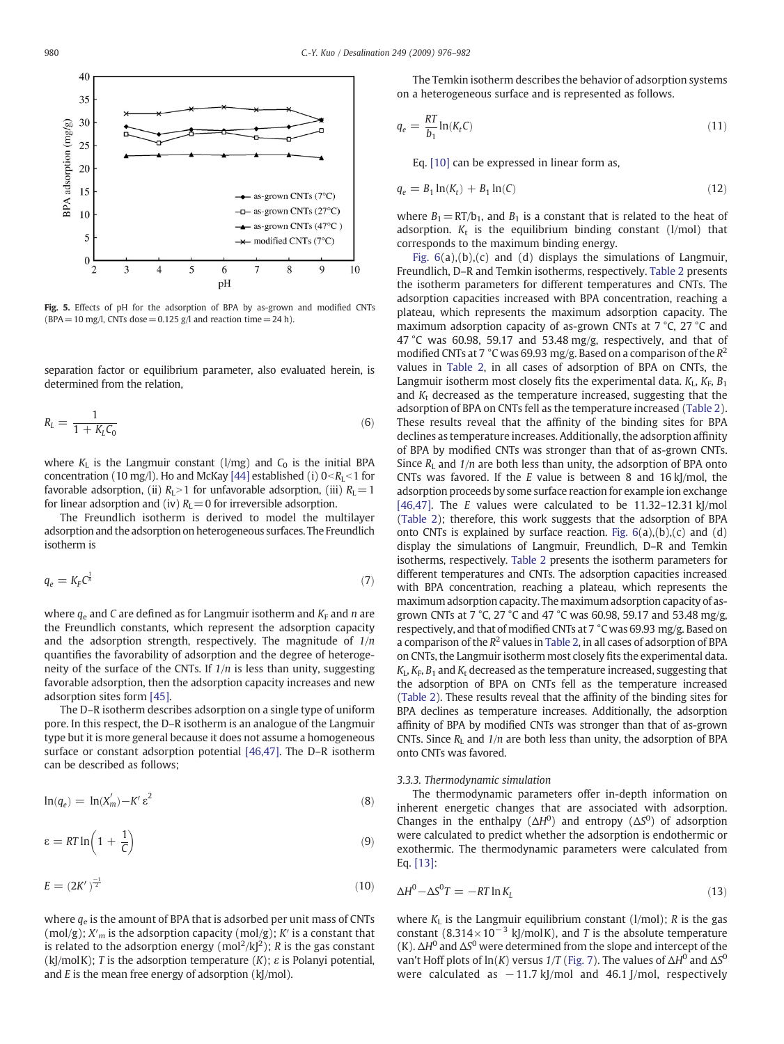Fig. 5. Effects of pH for the adsorption of BPA by as-grown and modified CNTs (BPA = 10 mg/l, CNTs dose = 0.125 g/l and reaction time = 24 h).

separation factor or equilibrium parameter, also evaluated herein, is determined from the relation,

$$R_L = \frac{1}{1 + K_L C_0} \tag{6}$$

where $K_L$ is the Langmuir constant (l/mg) and $C_0$ is the initial BPA concentration (10 mg/l). Ho and McKay [44] established (i) $0<R_L<1$ for favorable adsorption, (ii) $R_L>1$ for unfavorable adsorption, (iii) $R_L=1$ for linear adsorption and (iv) $R_L=0$ for irreversible adsorption.

The Freundlich isotherm is derived to model the multilayer adsorption and the adsorption on heterogeneous surfaces. The Freundlich isotherm is

$$q_e = K_F C^{\frac{1}{n}} \tag{7}$$

where $q_e$ and $C$ are defined as for Langmuir isotherm and $K_F$ and $n$ are the Freundlich constants, which represent the adsorption capacity and the adsorption strength, respectively. The magnitude of $1/n$ quantifies the favorability of adsorption and the degree of heterogeneity of the surface of the CNTs. If $1/n$ is less than unity, suggesting favorable adsorption, then the adsorption capacity increases and new adsorption sites form [45].

The D–R isotherm describes adsorption on a single type of uniform pore. In this respect, the D–R isotherm is an analogue of the Langmuir type but it is more general because it does not assume a homogeneous surface or constant adsorption potential [46,47]. The D–R isotherm can be described as follows;

$$\ln(q_e) = \ln(X'_m) - K'\varepsilon^2 \tag{8}$$

$$\varepsilon = RT\ln\left(1 + \frac{1}{C}\right) \tag{9}$$

$$E = (2K')^{\frac{-1}{2}} \tag{10}$$

where $q_e$ is the amount of BPA that is adsorbed per unit mass of CNTs (mol/g); $X'_m$ is the adsorption capacity (mol/g); $K'$ is a constant that is related to the adsorption energy ($mol^2/kJ^2$); $R$ is the gas constant (kJ/mol K); $T$ is the adsorption temperature ($K$); ε is Polanyi potential, and $E$ is the mean free energy of adsorption (kJ/mol).

The Temkin isotherm describes the behavior of adsorption systems on a heterogeneous surface and is represented as follows.

$$q_e = \frac{RT}{b_1}\ln(K_t C) \tag{11}$$

Eq. [10] can be expressed in linear form as,

$$q_e = B_1\ln(K_t) + B_1\ln(C) \tag{12}$$

where $B_1 = RT/b_1$, and $B_1$ is a constant that is related to the heat of adsorption. $K_t$ is the equilibrium binding constant (l/mol) that corresponds to the maximum binding energy.

Fig. 6(a),(b),(c) and (d) displays the simulations of Langmuir, Freundlich, D–R and Temkin isotherms, respectively. Table 2 presents the isotherm parameters for different temperatures and CNTs. The adsorption capacities increased with BPA concentration, reaching a plateau, which represents the maximum adsorption capacity. The maximum adsorption capacity of as-grown CNTs at 7 °C, 27 °C and 47 °C was 60.98, 59.17 and 53.48 mg/g, respectively, and that of modified CNTs at 7 °C was 69.93 mg/g. Based on a comparison of the $R^2$ values in Table 2, in all cases of adsorption of BPA on CNTs, the Langmuir isotherm most closely fits the experimental data. $K_L$, $K_F$, $B_1$ and $K_t$ decreased as the temperature increased, suggesting that the adsorption of BPA on CNTs fell as the temperature increased (Table 2). These results reveal that the affinity of the binding sites for BPA declines as temperature increases. Additionally, the adsorption affinity of BPA by modified CNTs was stronger than that of as-grown CNTs. Since $R_L$ and $1/n$ are both less than unity, the adsorption of BPA onto CNTs was favored. If the $E$ value is between 8 and 16 kJ/mol, the adsorption proceeds by some surface reaction for example ion exchange [46,47]. The $E$ values were calculated to be 11.32–12.31 kJ/mol (Table 2); therefore, this work suggests that the adsorption of BPA onto CNTs is explained by surface reaction. Fig. 6(a),(b),(c) and (d) display the simulations of Langmuir, Freundlich, D–R and Temkin isotherms, respectively. Table 2 presents the isotherm parameters for different temperatures and CNTs. The adsorption capacities increased with BPA concentration, reaching a plateau, which represents the maximum adsorption capacity. The maximum adsorption capacity of as-grown CNTs at 7 °C, 27 °C and 47 °C was 60.98, 59.17 and 53.48 mg/g, respectively, and that of modified CNTs at 7 °C was 69.93 mg/g. Based on a comparison of the $R^2$ values in Table 2, in all cases of adsorption of BPA on CNTs, the Langmuir isotherm most closely fits the experimental data. $K_L$, $K_F$, $B_1$ and $K_t$ decreased as the temperature increased, suggesting that the adsorption of BPA on CNTs fell as the temperature increased (Table 2). These results reveal that the affinity of the binding sites for BPA declines as temperature increases. Additionally, the adsorption affinity of BPA by modified CNTs was stronger than that of as-grown CNTs. Since $R_L$ and $1/n$ are both less than unity, the adsorption of BPA onto CNTs was favored.

### 3.3.3. Thermodynamic simulation

The thermodynamic parameters offer in-depth information on inherent energetic changes that are associated with adsorption. Changes in the enthalpy ($\Delta H^0$) and entropy ($\Delta S^0$) of adsorption were calculated to predict whether the adsorption is endothermic or exothermic. The thermodynamic parameters were calculated from Eq. [13]:

$$\Delta H^0 - \Delta S^0 T = -RT\ln K_L \tag{13}$$

where $K_L$ is the Langmuir equilibrium constant (l/mol); $R$ is the gas constant ($8.314\times10^{-3}$ kJ/mol K), and $T$ is the absolute temperature (K). $\Delta H^0$ and $\Delta S^0$ were determined from the slope and intercept of the van't Hoff plots of $\ln(K)$ versus $1/T$ (Fig. 7). The values of $\Delta H^0$ and $\Delta S^0$ were calculated as −11.7 kJ/mol and 46.1 J/mol, respectively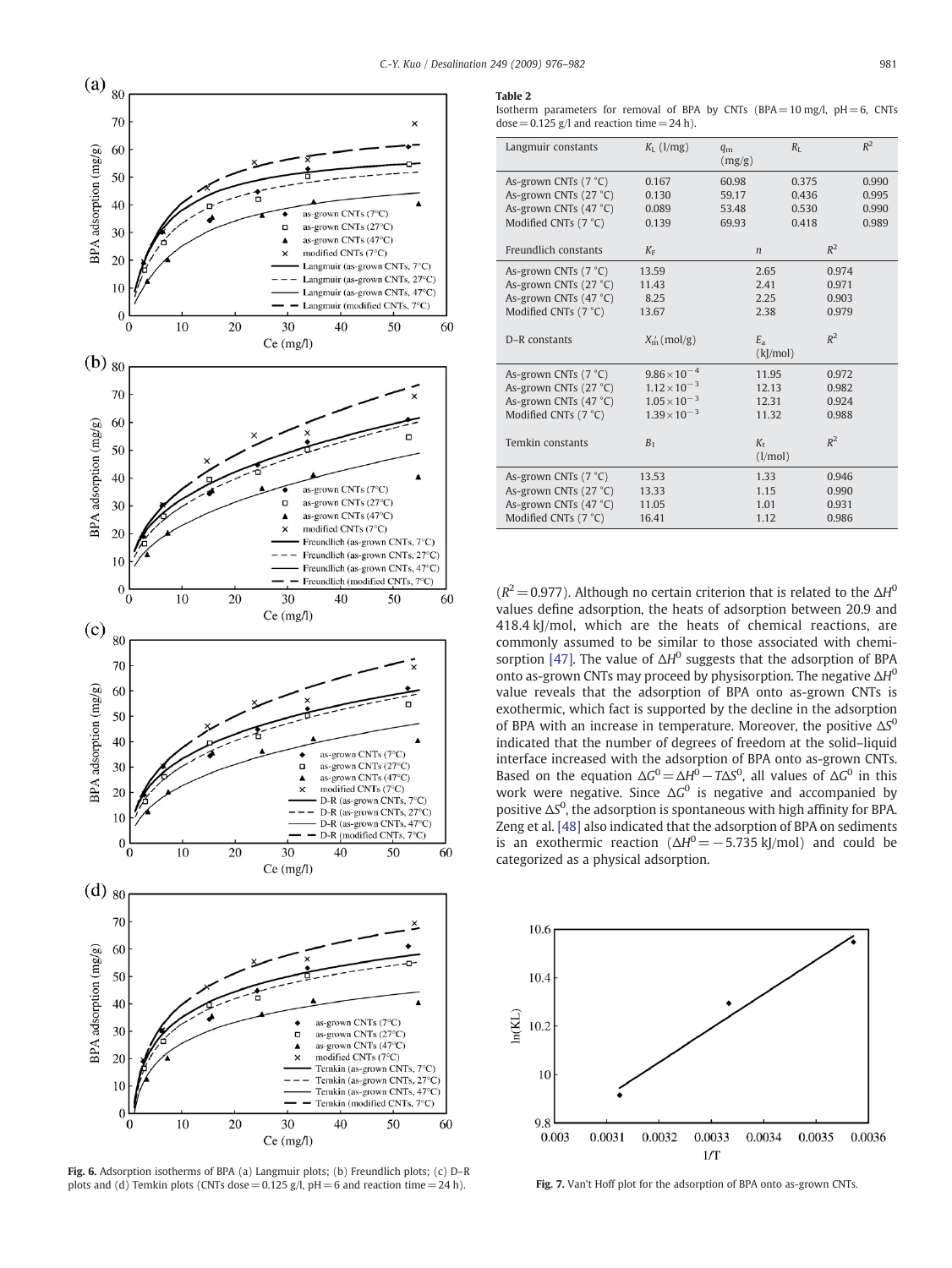**Fig. 6.** Adsorption isotherms of BPA (a) Langmuir plots; (b) Freundlich plots; (c) D–R plots and (d) Temkin plots (CNTs dose = 0.125 g/l, pH = 6 and reaction time = 24 h).

**Table 2**

Isotherm parameters for removal of BPA by CNTs (BPA = 10 mg/l, pH = 6, CNTs dose = 0.125 g/l and reaction time = 24 h).

| Langmuir constants | $K_L$ (l/mg) | $q_m$ (mg/g) | $R_L$ | $R^2$ |
|---|---|---|---|---|
| As-grown CNTs (7 °C) | 0.167 | 60.98 | 0.375 | 0.990 |
| As-grown CNTs (27 °C) | 0.130 | 59.17 | 0.436 | 0.995 |
| As-grown CNTs (47 °C) | 0.089 | 53.48 | 0.530 | 0.990 |
| Modified CNTs (7 °C) | 0.139 | 69.93 | 0.418 | 0.989 |
| Freundlich constants | $K_F$ | $n$ | $R^2$ | |
| As-grown CNTs (7 °C) | 13.59 | 2.65 | 0.974 | |
| As-grown CNTs (27 °C) | 11.43 | 2.41 | 0.971 | |
| As-grown CNTs (47 °C) | 8.25 | 2.25 | 0.903 | |
| Modified CNTs (7 °C) | 13.67 | 2.38 | 0.979 | |
| D–R constants | $X_m'$ (mol/g) | $E_a$ (kJ/mol) | $R^2$ | |
| As-grown CNTs (7 °C) | $9.86\times10^{-4}$ | 11.95 | 0.972 | |
| As-grown CNTs (27 °C) | $1.12\times10^{-3}$ | 12.13 | 0.982 | |
| As-grown CNTs (47 °C) | $1.05\times10^{-3}$ | 12.31 | 0.924 | |
| Modified CNTs (7 °C) | $1.39\times10^{-3}$ | 11.32 | 0.988 | |
| Temkin constants | $B_1$ | $K_t$ (l/mol) | $R^2$ | |
| As-grown CNTs (7 °C) | 13.53 | 1.33 | 0.946 | |
| As-grown CNTs (27 °C) | 13.33 | 1.15 | 0.990 | |
| As-grown CNTs (47 °C) | 11.05 | 1.01 | 0.931 | |
| Modified CNTs (7 °C) | 16.41 | 1.12 | 0.986 | |

($R^2 = 0.977$). Although no certain criterion that is related to the $\Delta H^0$ values define adsorption, the heats of adsorption between 20.9 and 418.4 kJ/mol, which are the heats of chemical reactions, are commonly assumed to be similar to those associated with chemisorption [47]. The value of $\Delta H^0$ suggests that the adsorption of BPA onto as-grown CNTs may proceed by physisorption. The negative $\Delta H^0$ value reveals that the adsorption of BPA onto as-grown CNTs is exothermic, which fact is supported by the decline in the adsorption of BPA with an increase in temperature. Moreover, the positive $\Delta S^0$ indicated that the number of degrees of freedom at the solid–liquid interface increased with the adsorption of BPA onto as-grown CNTs. Based on the equation $\Delta G^0 = \Delta H^0 - T\Delta S^0$, all values of $\Delta G^0$ in this work were negative. Since $\Delta G^0$ is negative and accompanied by positive $\Delta S^0$, the adsorption is spontaneous with high affinity for BPA. Zeng et al. [48] also indicated that the adsorption of BPA on sediments is an exothermic reaction ($\Delta H^0 = -5.735$ kJ/mol) and could be categorized as a physical adsorption.

**Fig. 7.** Van't Hoff plot for the adsorption of BPA onto as-grown CNTs.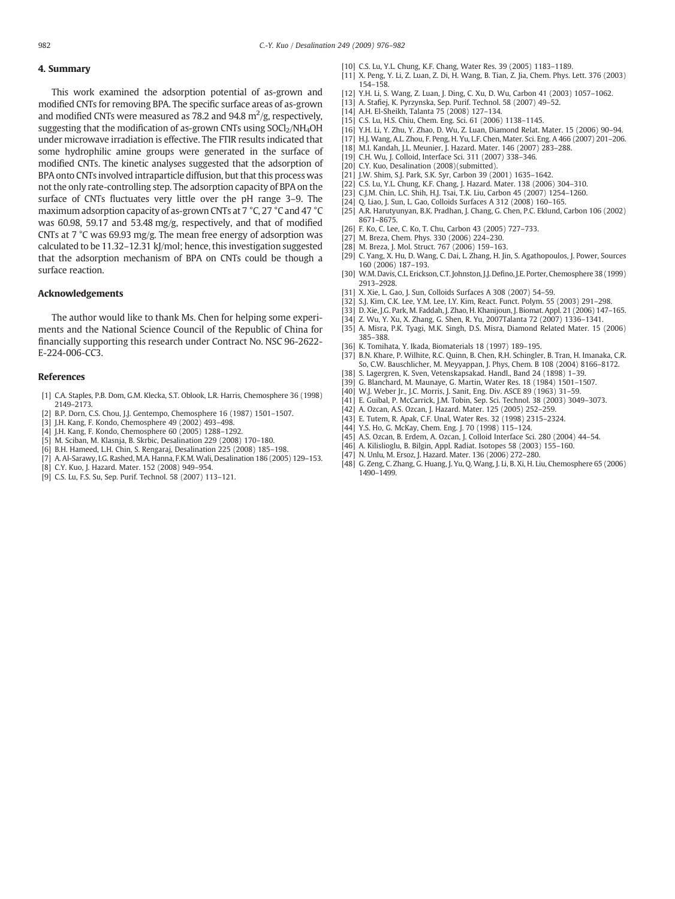## 4. Summary

This work examined the adsorption potential of as-grown and modified CNTs for removing BPA. The specific surface areas of as-grown and modified CNTs were measured as 78.2 and 94.8 $m^2$/g, respectively, suggesting that the modification of as-grown CNTs using $SOCl_2$/$NH_4OH$ under microwave irradiation is effective. The FTIR results indicated that some hydrophilic amine groups were generated in the surface of modified CNTs. The kinetic analyses suggested that the adsorption of BPA onto CNTs involved intraparticle diffusion, but that this process was not the only rate-controlling step. The adsorption capacity of BPA on the surface of CNTs fluctuates very little over the pH range 3–9. The maximum adsorption capacity of as-grown CNTs at 7 °C, 27 °C and 47 °C was 60.98, 59.17 and 53.48 mg/g, respectively, and that of modified CNTs at 7 °C was 69.93 mg/g. The mean free energy of adsorption was calculated to be 11.32–12.31 kJ/mol; hence, this investigation suggested that the adsorption mechanism of BPA on CNTs could be though a surface reaction.

## Acknowledgements

The author would like to thank Ms. Chen for helping some experiments and the National Science Council of the Republic of China for financially supporting this research under Contract No. NSC 96-2622-E-224-006-CC3.

## References

[1] C.A. Staples, P.B. Dom, G.M. Klecka, S.T. Oblook, L.R. Harris, Chemosphere 36 (1998) 2149–2173.
[2] B.P. Dorn, C.S. Chou, J.J. Gentempo, Chemosphere 16 (1987) 1501–1507.
[3] J.H. Kang, F. Kondo, Chemosphere 49 (2002) 493–498.
[4] J.H. Kang, F. Kondo, Chemosphere 60 (2005) 1288–1292.
[5] M. Sciban, M. Klasnja, B. Skrbic, Desalination 229 (2008) 170–180.
[6] B.H. Hameed, L.H. Chin, S. Rengaraj, Desalination 225 (2008) 185–198.
[7] A. Al-Sarawy, I.G. Rashed, M.A. Hanna, F.K.M. Wali, Desalination 186 (2005) 129–153.
[8] C.Y. Kuo, J. Hazard. Mater. 152 (2008) 949–954.
[9] C.S. Lu, F.S. Su, Sep. Purif. Technol. 58 (2007) 113–121.
[10] C.S. Lu, Y.L. Chung, K.F. Chang, Water Res. 39 (2005) 1183–1189.
[11] X. Peng, Y. Li, Z. Luan, Z. Di, H. Wang, B. Tian, Z. Jia, Chem. Phys. Lett. 376 (2003) 154–158.
[12] Y.H. Li, S. Wang, Z. Luan, J. Ding, C. Xu, D. Wu, Carbon 41 (2003) 1057–1062.
[13] A. Stafiej, K. Pyrzynska, Sep. Purif. Technol. 58 (2007) 49–52.
[14] A.H. El-Sheikh, Talanta 75 (2008) 127–134.
[15] C.S. Lu, H.S. Chiu, Chem. Eng. Sci. 61 (2006) 1138–1145.
[16] Y.H. Li, Y. Zhu, Y. Zhao, D. Wu, Z. Luan, Diamond Relat. Mater. 15 (2006) 90–94.
[17] H.J. Wang, A.L. Zhou, F. Peng, H. Yu, L.F. Chen, Mater. Sci. Eng. A 466 (2007) 201–206.
[18] M.I. Kandah, J.L. Meunier, J. Hazard. Mater. 146 (2007) 283–288.
[19] C.H. Wu, J. Colloid, Interface Sci. 311 (2007) 338–346.
[20] C.Y. Kuo, Desalination (2008)(submitted).
[21] J.W. Shim, S.J. Park, S.K. Syr, Carbon 39 (2001) 1635–1642.
[22] C.S. Lu, Y.L. Chung, K.F. Chang, J. Hazard. Mater. 138 (2006) 304–310.
[23] C.J.M. Chin, L.C. Shih, H.J. Tsai, T.K. Liu, Carbon 45 (2007) 1254–1260.
[24] Q. Liao, J. Sun, L. Gao, Colloids Surfaces A 312 (2008) 160–165.
[25] A.R. Harutyunyan, B.K. Pradhan, J. Chang, G. Chen, P.C. Eklund, Carbon 106 (2002) 8671–8675.
[26] F. Ko, C. Lee, C. Ko, T. Chu, Carbon 43 (2005) 727–733.
[27] M. Breza, Chem. Phys. 330 (2006) 224–230.
[28] M. Breza, J. Mol. Struct. 767 (2006) 159–163.
[29] C. Yang, X. Hu, D. Wang, C. Dai, L. Zhang, H. Jin, S. Agathopoulos, J. Power, Sources 160 (2006) 187–193.
[30] W.M. Davis, C.L. Erickson, C.T. Johnston, J.J. Defino, J.E. Porter, Chemosphere 38 (1999) 2913–2928.
[31] X. Xie, L. Gao, J. Sun, Colloids Surfaces A 308 (2007) 54–59.
[32] S.J. Kim, C.K. Lee, Y.M. Lee, I.Y. Kim, React. Funct. Polym. 55 (2003) 291–298.
[33] D. Xie, J.G. Park, M. Faddah, J. Zhao, H. Khanijoun, J. Biomat. Appl. 21 (2006) 147–165.
[34] Z. Wu, Y. Xu, X. Zhang, G. Shen, R. Yu, 2007Talanta 72 (2007) 1336–1341.
[35] A. Misra, P.K. Tyagi, M.K. Singh, D.S. Misra, Diamond Related Mater. 15 (2006) 385–388.
[36] K. Tomihata, Y. Ikada, Biomaterials 18 (1997) 189–195.
[37] B.N. Khare, P. Wilhite, R.C. Quinn, B. Chen, R.H. Schingler, B. Tran, H. Imanaka, C.R. So, C.W. Bauschlicher, M. Meyyappan, J. Phys, Chem. B 108 (2004) 8166–8172.
[38] S. Lagergren, K. Sven, Vetenskapsakad. Handl., Band 24 (1898) 1–39.
[39] G. Blanchard, M. Maunaye, G. Martin, Water Res. 18 (1984) 1501–1507.
[40] W.J. Weber Jr., J.C. Morris, J. Sanit, Eng. Div. ASCE 89 (1963) 31–59.
[41] E. Guibal, P. McCarrick, J.M. Tobin, Sep. Sci. Technol. 38 (2003) 3049–3073.
[42] A. Ozcan, A.S. Ozcan, J. Hazard. Mater. 125 (2005) 252–259.
[43] E. Tutem, R. Apak, C.F. Unal, Water Res. 32 (1998) 2315–2324.
[44] Y.S. Ho, G. McKay, Chem. Eng. J. 70 (1998) 115–124.
[45] A.S. Ozcan, B. Erdem, A. Ozcan, J. Colloid Interface Sci. 280 (2004) 44–54.
[46] A. Kilislioglu, B. Bilgin, Appl. Radiat. Isotopes 58 (2003) 155–160.
[47] N. Unlu, M. Ersoz, J. Hazard. Mater. 136 (2006) 272–280.
[48] G. Zeng, C. Zhang, G. Huang, J. Yu, Q. Wang, J. Li, B. Xi, H. Liu, Chemosphere 65 (2006) 1490–1499.